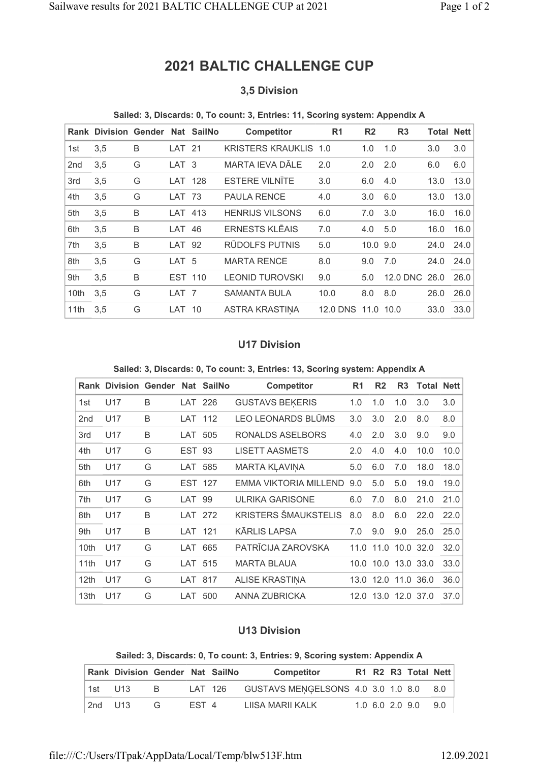# 2021 BALTIC CHALLENGE CUP

## 3,5 Division

**Sailed: 3, Discards: 0, To count: 3, Entries: 11, Scoring system: Appendix A**

| Rank | Division | Gender | Nat | SailNo | Competitor | R1 | R2 | R3 | Total | Nett |
|---|---|---|---|---|---|---|---|---|---|---|
| 1st | 3,5 | B | LAT | 21 | KRISTERS KRAUKLIS | 1.0 | 1.0 | 1.0 | 3.0 | 3.0 |
| 2nd | 3,5 | G | LAT | 3 | MARTA IEVA DĀLE | 2.0 | 2.0 | 2.0 | 6.0 | 6.0 |
| 3rd | 3,5 | G | LAT | 128 | ESTERE VILNĪTE | 3.0 | 6.0 | 4.0 | 13.0 | 13.0 |
| 4th | 3,5 | G | LAT | 73 | PAULA RENCE | 4.0 | 3.0 | 6.0 | 13.0 | 13.0 |
| 5th | 3,5 | B | LAT | 413 | HENRIJS VILSONS | 6.0 | 7.0 | 3.0 | 16.0 | 16.0 |
| 6th | 3,5 | B | LAT | 46 | ERNESTS KLĒAIS | 7.0 | 4.0 | 5.0 | 16.0 | 16.0 |
| 7th | 3,5 | B | LAT | 92 | RŪDOLFS PUTNIS | 5.0 | 10.0 | 9.0 | 24.0 | 24.0 |
| 8th | 3,5 | G | LAT | 5 | MARTA RENCE | 8.0 | 9.0 | 7.0 | 24.0 | 24.0 |
| 9th | 3,5 | B | EST | 110 | LEONID TUROVSKI | 9.0 | 5.0 | 12.0 DNC | 26.0 | 26.0 |
| 10th | 3,5 | G | LAT | 7 | SAMANTA BULA | 10.0 | 8.0 | 8.0 | 26.0 | 26.0 |
| 11th | 3,5 | G | LAT | 10 | ASTRA KRASTIŅA | 12.0 DNS | 11.0 | 10.0 | 33.0 | 33.0 |

## U17 Division

**Sailed: 3, Discards: 0, To count: 3, Entries: 13, Scoring system: Appendix A**

| Rank | Division | Gender | Nat | SailNo | Competitor | R1 | R2 | R3 | Total | Nett |
|---|---|---|---|---|---|---|---|---|---|---|
| 1st | U17 | B | LAT | 226 | GUSTAVS BEĶERIS | 1.0 | 1.0 | 1.0 | 3.0 | 3.0 |
| 2nd | U17 | B | LAT | 112 | LEO LEONARDS BLŪMS | 3.0 | 3.0 | 2.0 | 8.0 | 8.0 |
| 3rd | U17 | B | LAT | 505 | RONALDS ASELBORS | 4.0 | 2.0 | 3.0 | 9.0 | 9.0 |
| 4th | U17 | G | EST | 93 | LISETT AASMETS | 2.0 | 4.0 | 4.0 | 10.0 | 10.0 |
| 5th | U17 | G | LAT | 585 | MARTA KĻAVIŅA | 5.0 | 6.0 | 7.0 | 18.0 | 18.0 |
| 6th | U17 | G | EST | 127 | EMMA VIKTORIA MILLEND | 9.0 | 5.0 | 5.0 | 19.0 | 19.0 |
| 7th | U17 | G | LAT | 99 | ULRIKA GARISONE | 6.0 | 7.0 | 8.0 | 21.0 | 21.0 |
| 8th | U17 | B | LAT | 272 | KRISTERS ŠMAUKSTELIS | 8.0 | 8.0 | 6.0 | 22.0 | 22.0 |
| 9th | U17 | B | LAT | 121 | KĀRLIS LAPSA | 7.0 | 9.0 | 9.0 | 25.0 | 25.0 |
| 10th | U17 | G | LAT | 665 | PATRĪCIJA ZAROVSKA | 11.0 | 11.0 | 10.0 | 32.0 | 32.0 |
| 11th | U17 | G | LAT | 515 | MARTA BLAUA | 10.0 | 10.0 | 13.0 | 33.0 | 33.0 |
| 12th | U17 | G | LAT | 817 | ALISE KRASTIŅA | 13.0 | 12.0 | 11.0 | 36.0 | 36.0 |
| 13th | U17 | G | LAT | 500 | ANNA ZUBRICKA | 12.0 | 13.0 | 12.0 | 37.0 | 37.0 |

## U13 Division

**Sailed: 3, Discards: 0, To count: 3, Entries: 9, Scoring system: Appendix A**

| Rank | Division | Gender | Nat | SailNo | Competitor | R1 | R2 | R3 | Total | Nett |
|---|---|---|---|---|---|---|---|---|---|---|
| 1st | U13 | B | LAT | 126 | GUSTAVS MEŅĢELSONS | 4.0 | 3.0 | 1.0 | 8.0 | 8.0 |
| 2nd | U13 | G | EST | 4 | LIISA MARII KALK | 1.0 | 6.0 | 2.0 | 9.0 | 9.0 |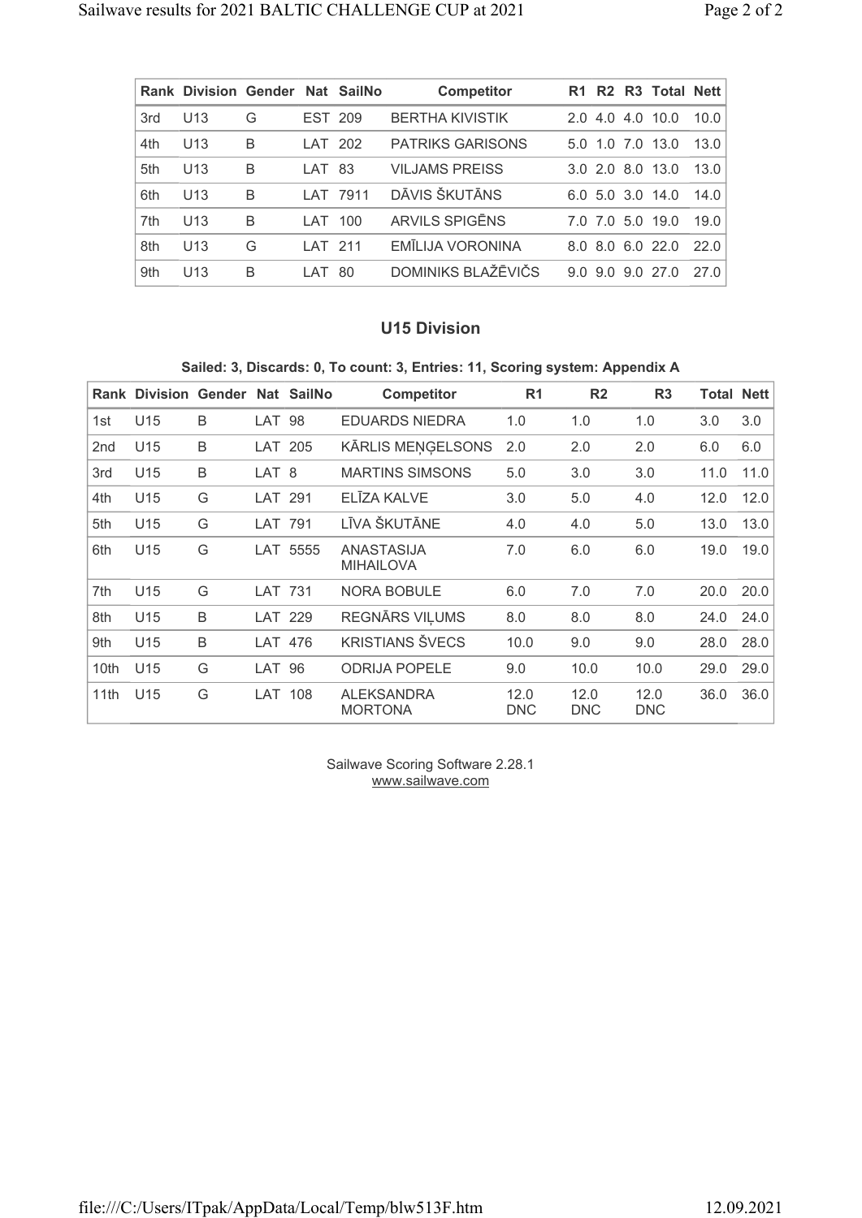| Rank | Division | Gender | Nat | SailNo | Competitor | R1 | R2 | R3 | Total | Nett |
|---|---|---|---|---|---|---|---|---|---|---|
| 3rd | U13 | G | EST | 209 | BERTHA KIVISTIK | 2.0 | 4.0 | 4.0 | 10.0 | 10.0 |
| 4th | U13 | B | LAT | 202 | PATRIKS GARISONS | 5.0 | 1.0 | 7.0 | 13.0 | 13.0 |
| 5th | U13 | B | LAT | 83 | VILJAMS PREISS | 3.0 | 2.0 | 8.0 | 13.0 | 13.0 |
| 6th | U13 | B | LAT | 7911 | DĀVIS ŠKUTĀNS | 6.0 | 5.0 | 3.0 | 14.0 | 14.0 |
| 7th | U13 | B | LAT | 100 | ARVILS SPIGĒNS | 7.0 | 7.0 | 5.0 | 19.0 | 19.0 |
| 8th | U13 | G | LAT | 211 | EMĪLIJA VORONINA | 8.0 | 8.0 | 6.0 | 22.0 | 22.0 |
| 9th | U13 | B | LAT | 80 | DOMINIKS BLAŽĒVIČS | 9.0 | 9.0 | 9.0 | 27.0 | 27.0 |

## U15 Division

**Sailed: 3, Discards: 0, To count: 3, Entries: 11, Scoring system: Appendix A**

| Rank | Division | Gender | Nat | SailNo | Competitor | R1 | R2 | R3 | Total | Nett |
|---|---|---|---|---|---|---|---|---|---|---|
| 1st | U15 | B | LAT | 98 | EDUARDS NIEDRA | 1.0 | 1.0 | 1.0 | 3.0 | 3.0 |
| 2nd | U15 | B | LAT | 205 | KĀRLIS MEŅĢELSONS | 2.0 | 2.0 | 2.0 | 6.0 | 6.0 |
| 3rd | U15 | B | LAT | 8 | MARTINS SIMSONS | 5.0 | 3.0 | 3.0 | 11.0 | 11.0 |
| 4th | U15 | G | LAT | 291 | ELĪZA KALVE | 3.0 | 5.0 | 4.0 | 12.0 | 12.0 |
| 5th | U15 | G | LAT | 791 | LĪVA ŠKUTĀNE | 4.0 | 4.0 | 5.0 | 13.0 | 13.0 |
| 6th | U15 | G | LAT | 5555 | ANASTASIJA MIHAILOVA | 7.0 | 6.0 | 6.0 | 19.0 | 19.0 |
| 7th | U15 | G | LAT | 731 | NORA BOBULE | 6.0 | 7.0 | 7.0 | 20.0 | 20.0 |
| 8th | U15 | B | LAT | 229 | REGNĀRS VIĻUMS | 8.0 | 8.0 | 8.0 | 24.0 | 24.0 |
| 9th | U15 | B | LAT | 476 | KRISTIANS ŠVECS | 10.0 | 9.0 | 9.0 | 28.0 | 28.0 |
| 10th | U15 | G | LAT | 96 | ODRIJA POPELE | 9.0 | 10.0 | 10.0 | 29.0 | 29.0 |
| 11th | U15 | G | LAT | 108 | ALEKSANDRA MORTONA | 12.0 DNC | 12.0 DNC | 12.0 DNC | 36.0 | 36.0 |

Sailwave Scoring Software 2.28.1
www.sailwave.com